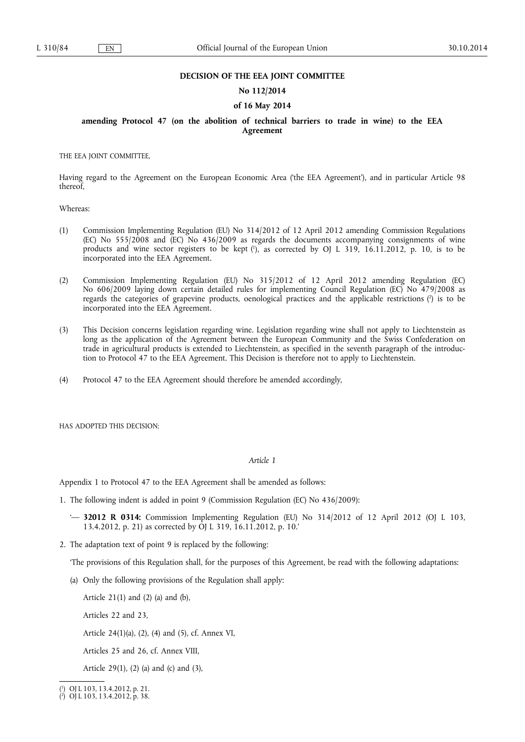**DECISION OF THE EEA JOINT COMMITTEE**

**No 112/2014**

**of 16 May 2014**

**amending Protocol 47 (on the abolition of technical barriers to trade in wine) to the EEA Agreement**

THE EEA JOINT COMMITTEE,

Having regard to the Agreement on the European Economic Area ('the EEA Agreement'), and in particular Article 98 thereof,

Whereas:

(1) Commission Implementing Regulation (EU) No 314/2012 of 12 April 2012 amending Commission Regulations (EC) No 555/2008 and (EC) No 436/2009 as regards the documents accompanying consignments of wine products and wine sector registers to be kept [1], as corrected by OJ L 319, 16.11.2012, p. 10, is to be incorporated into the EEA Agreement.

(2) Commission Implementing Regulation (EU) No 315/2012 of 12 April 2012 amending Regulation (EC) No 606/2009 laying down certain detailed rules for implementing Council Regulation (EC) No 479/2008 as regards the categories of grapevine products, oenological practices and the applicable restrictions [2] is to be incorporated into the EEA Agreement.

(3) This Decision concerns legislation regarding wine. Legislation regarding wine shall not apply to Liechtenstein as long as the application of the Agreement between the European Community and the Swiss Confederation on trade in agricultural products is extended to Liechtenstein, as specified in the seventh paragraph of the introduction to Protocol 47 to the EEA Agreement. This Decision is therefore not to apply to Liechtenstein.

(4) Protocol 47 to the EEA Agreement should therefore be amended accordingly,

HAS ADOPTED THIS DECISION:

*Article 1*

Appendix 1 to Protocol 47 to the EEA Agreement shall be amended as follows:

1. The following indent is added in point 9 (Commission Regulation (EC) No 436/2009):

   '— **32012 R 0314:** Commission Implementing Regulation (EU) No 314/2012 of 12 April 2012 (OJ L 103, 13.4.2012, p. 21) as corrected by OJ L 319, 16.11.2012, p. 10.'

2. The adaptation text of point 9 is replaced by the following:

   'The provisions of this Regulation shall, for the purposes of this Agreement, be read with the following adaptations:

   (a) Only the following provisions of the Regulation shall apply:

   Article 21(1) and (2) (a) and (b),

   Articles 22 and 23,

   Article 24(1)(a), (2), (4) and (5), cf. Annex VI,

   Articles 25 and 26, cf. Annex VIII,

   Article 29(1), (2) (a) and (c) and (3),

---

[1] OJ L 103, 13.4.2012, p. 21.

[2] OJ L 103, 13.4.2012, p. 38.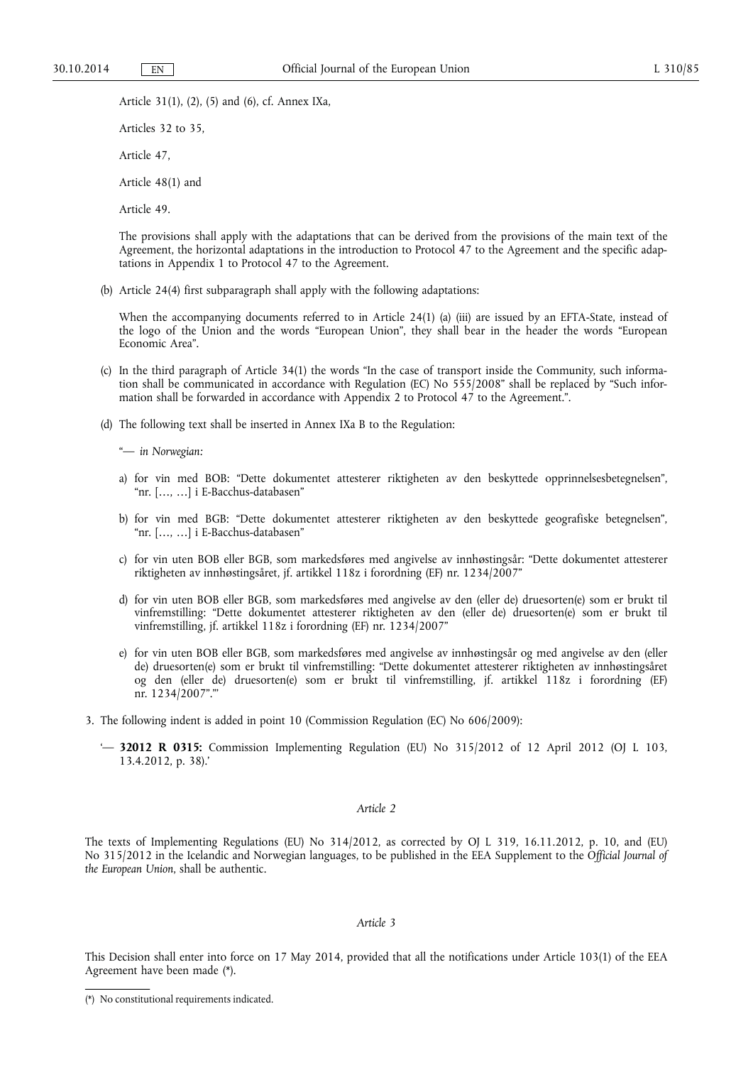Article 31(1), (2), (5) and (6), cf. Annex IXa,

Articles 32 to 35,

Article 47,

Article 48(1) and

Article 49.

The provisions shall apply with the adaptations that can be derived from the provisions of the main text of the Agreement, the horizontal adaptations in the introduction to Protocol 47 to the Agreement and the specific adaptations in Appendix 1 to Protocol 47 to the Agreement.

(b) Article 24(4) first subparagraph shall apply with the following adaptations:

When the accompanying documents referred to in Article 24(1) (a) (iii) are issued by an EFTA-State, instead of the logo of the Union and the words "European Union", they shall bear in the header the words "European Economic Area".

(c) In the third paragraph of Article 34(1) the words "In the case of transport inside the Community, such information shall be communicated in accordance with Regulation (EC) No 555/2008" shall be replaced by "Such information shall be forwarded in accordance with Appendix 2 to Protocol 47 to the Agreement.".

(d) The following text shall be inserted in Annex IXa B to the Regulation:

"— *in Norwegian:*

a) for vin med BOB: "Dette dokumentet attesterer riktigheten av den beskyttede opprinnelsesbetegnelsen", "nr. […, …] i E-Bacchus-databasen"

b) for vin med BGB: "Dette dokumentet attesterer riktigheten av den beskyttede geografiske betegnelsen", "nr. […, …] i E-Bacchus-databasen"

c) for vin uten BOB eller BGB, som markedsføres med angivelse av innhøstingsår: "Dette dokumentet attesterer riktigheten av innhøstingsåret, jf. artikkel 118z i forordning (EF) nr. 1234/2007"

d) for vin uten BOB eller BGB, som markedsføres med angivelse av den (eller de) druesorten(e) som er brukt til vinfremstilling: "Dette dokumentet attesterer riktigheten av den (eller de) druesorten(e) som er brukt til vinfremstilling, jf. artikkel 118z i forordning (EF) nr. 1234/2007"

e) for vin uten BOB eller BGB, som markedsføres med angivelse av innhøstingsår og med angivelse av den (eller de) druesorten(e) som er brukt til vinfremstilling: "Dette dokumentet attesterer riktigheten av innhøstingsåret og den (eller de) druesorten(e) som er brukt til vinfremstilling, jf. artikkel 118z i forordning (EF) nr. 1234/2007"."

3. The following indent is added in point 10 (Commission Regulation (EC) No 606/2009):

'— **32012 R 0315:** Commission Implementing Regulation (EU) No 315/2012 of 12 April 2012 (OJ L 103, 13.4.2012, p. 38).'

*Article 2*

The texts of Implementing Regulations (EU) No 314/2012, as corrected by OJ L 319, 16.11.2012, p. 10, and (EU) No 315/2012 in the Icelandic and Norwegian languages, to be published in the EEA Supplement to the *Official Journal of the European Union*, shall be authentic.

*Article 3*

This Decision shall enter into force on 17 May 2014, provided that all the notifications under Article 103(1) of the EEA Agreement have been made (*).

(*) No constitutional requirements indicated.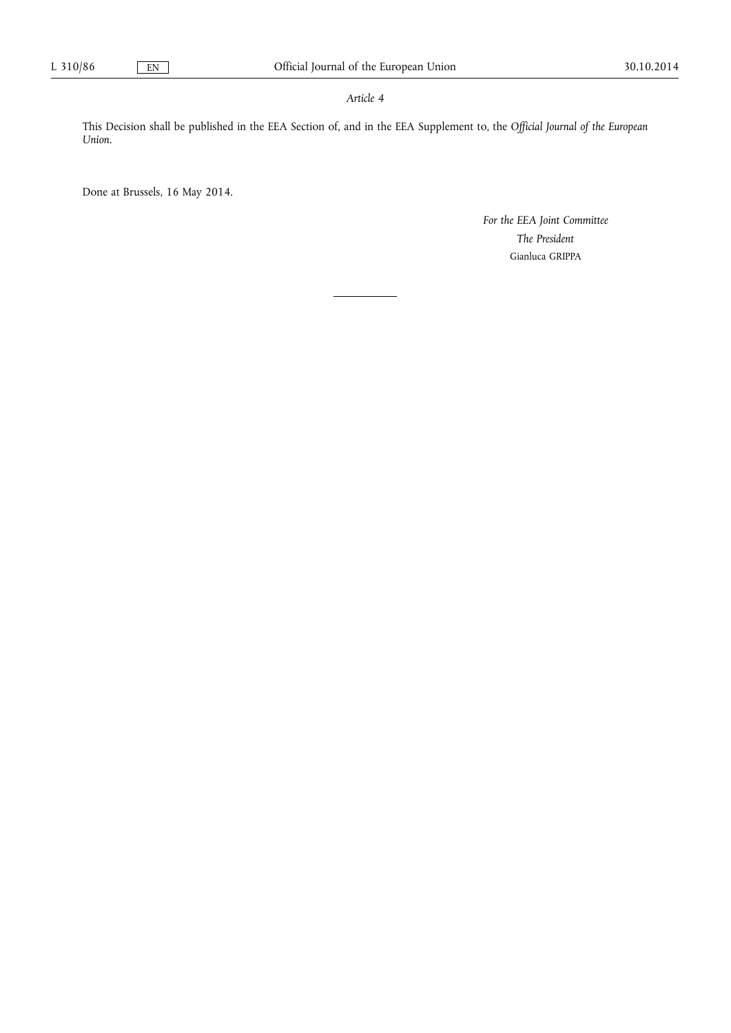*Article 4*

This Decision shall be published in the EEA Section of, and in the EEA Supplement to, the *Official Journal of the European Union*.

Done at Brussels, 16 May 2014.

*For the EEA Joint Committee*

*The President*

Gianluca GRIPPA